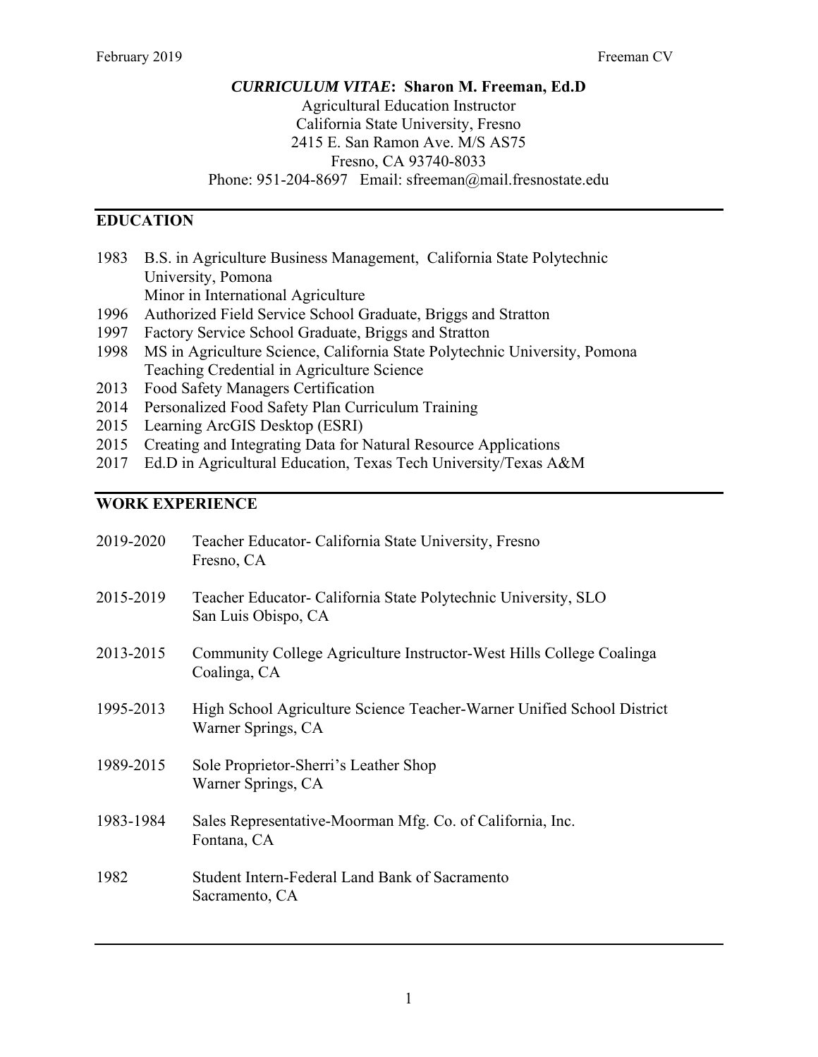# *CURRICULUM VITAE*: Sharon M. Freeman, Ed.D

Agricultural Education Instructor
California State University, Fresno
2415 E. San Ramon Ave. M/S AS75
Fresno, CA 93740-8033
Phone: 951-204-8697 Email: sfreeman@mail.fresnostate.edu

## EDUCATION

- 1983 B.S. in Agriculture Business Management, California State Polytechnic University, Pomona
  Minor in International Agriculture
- 1996 Authorized Field Service School Graduate, Briggs and Stratton
- 1997 Factory Service School Graduate, Briggs and Stratton
- 1998 MS in Agriculture Science, California State Polytechnic University, Pomona
  Teaching Credential in Agriculture Science
- 2013 Food Safety Managers Certification
- 2014 Personalized Food Safety Plan Curriculum Training
- 2015 Learning ArcGIS Desktop (ESRI)
- 2015 Creating and Integrating Data for Natural Resource Applications
- 2017 Ed.D in Agricultural Education, Texas Tech University/Texas A&M

## WORK EXPERIENCE

2019-2020 Teacher Educator- California State University, Fresno
Fresno, CA

2015-2019 Teacher Educator- California State Polytechnic University, SLO
San Luis Obispo, CA

2013-2015 Community College Agriculture Instructor-West Hills College Coalinga
Coalinga, CA

1995-2013 High School Agriculture Science Teacher-Warner Unified School District
Warner Springs, CA

1989-2015 Sole Proprietor-Sherri's Leather Shop
Warner Springs, CA

1983-1984 Sales Representative-Moorman Mfg. Co. of California, Inc.
Fontana, CA

1982 Student Intern-Federal Land Bank of Sacramento
Sacramento, CA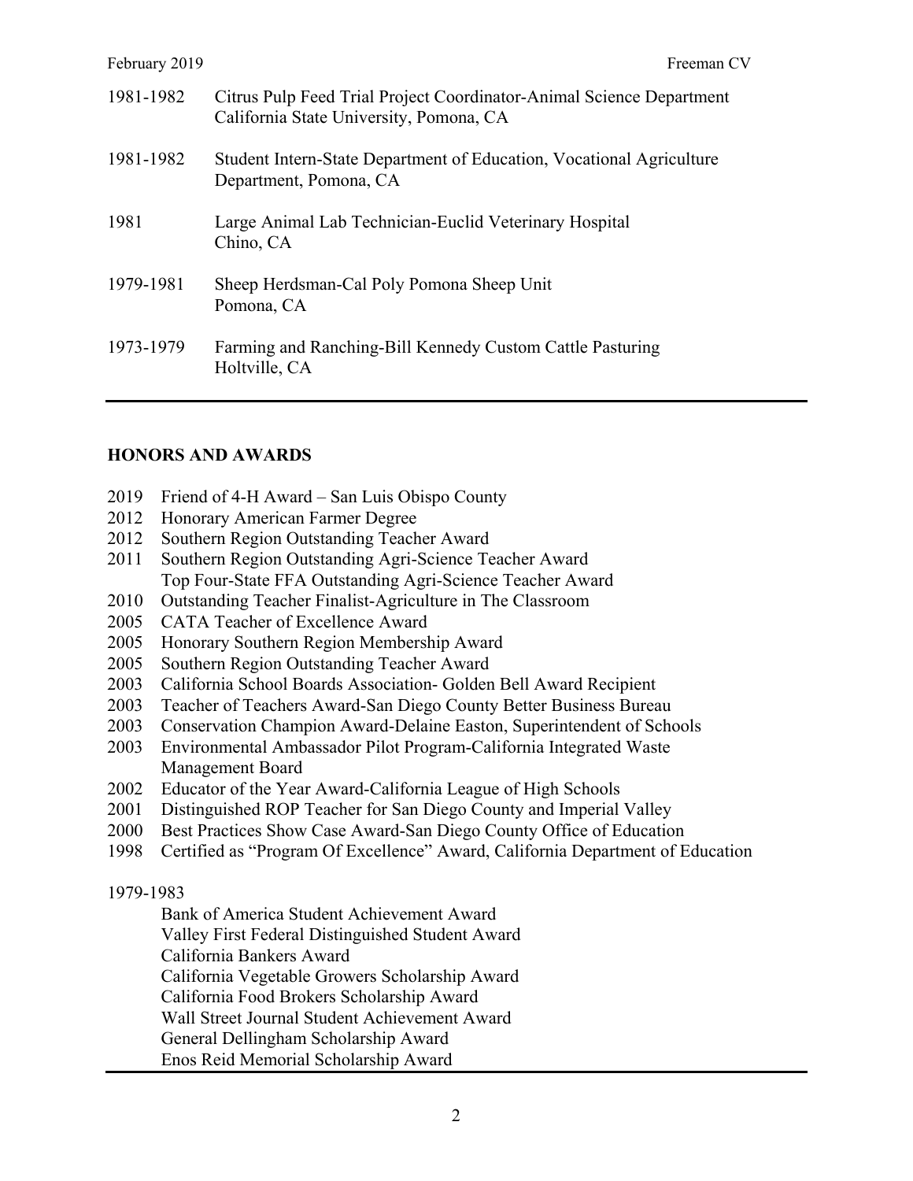| | |
|---|---|
| 1981-1982 | Citrus Pulp Feed Trial Project Coordinator-Animal Science Department<br>California State University, Pomona, CA |
| 1981-1982 | Student Intern-State Department of Education, Vocational Agriculture Department, Pomona, CA |
| 1981 | Large Animal Lab Technician-Euclid Veterinary Hospital<br>Chino, CA |
| 1979-1981 | Sheep Herdsman-Cal Poly Pomona Sheep Unit<br>Pomona, CA |
| 1973-1979 | Farming and Ranching-Bill Kennedy Custom Cattle Pasturing<br>Holtville, CA |

## HONORS AND AWARDS

- 2019 Friend of 4-H Award – San Luis Obispo County
- 2012 Honorary American Farmer Degree
- 2012 Southern Region Outstanding Teacher Award
- 2011 Southern Region Outstanding Agri-Science Teacher Award
  Top Four-State FFA Outstanding Agri-Science Teacher Award
- 2010 Outstanding Teacher Finalist-Agriculture in The Classroom
- 2005 CATA Teacher of Excellence Award
- 2005 Honorary Southern Region Membership Award
- 2005 Southern Region Outstanding Teacher Award
- 2003 California School Boards Association- Golden Bell Award Recipient
- 2003 Teacher of Teachers Award-San Diego County Better Business Bureau
- 2003 Conservation Champion Award-Delaine Easton, Superintendent of Schools
- 2003 Environmental Ambassador Pilot Program-California Integrated Waste Management Board
- 2002 Educator of the Year Award-California League of High Schools
- 2001 Distinguished ROP Teacher for San Diego County and Imperial Valley
- 2000 Best Practices Show Case Award-San Diego County Office of Education
- 1998 Certified as "Program Of Excellence" Award, California Department of Education

1979-1983

- Bank of America Student Achievement Award
- Valley First Federal Distinguished Student Award
- California Bankers Award
- California Vegetable Growers Scholarship Award
- California Food Brokers Scholarship Award
- Wall Street Journal Student Achievement Award
- General Dellingham Scholarship Award
- Enos Reid Memorial Scholarship Award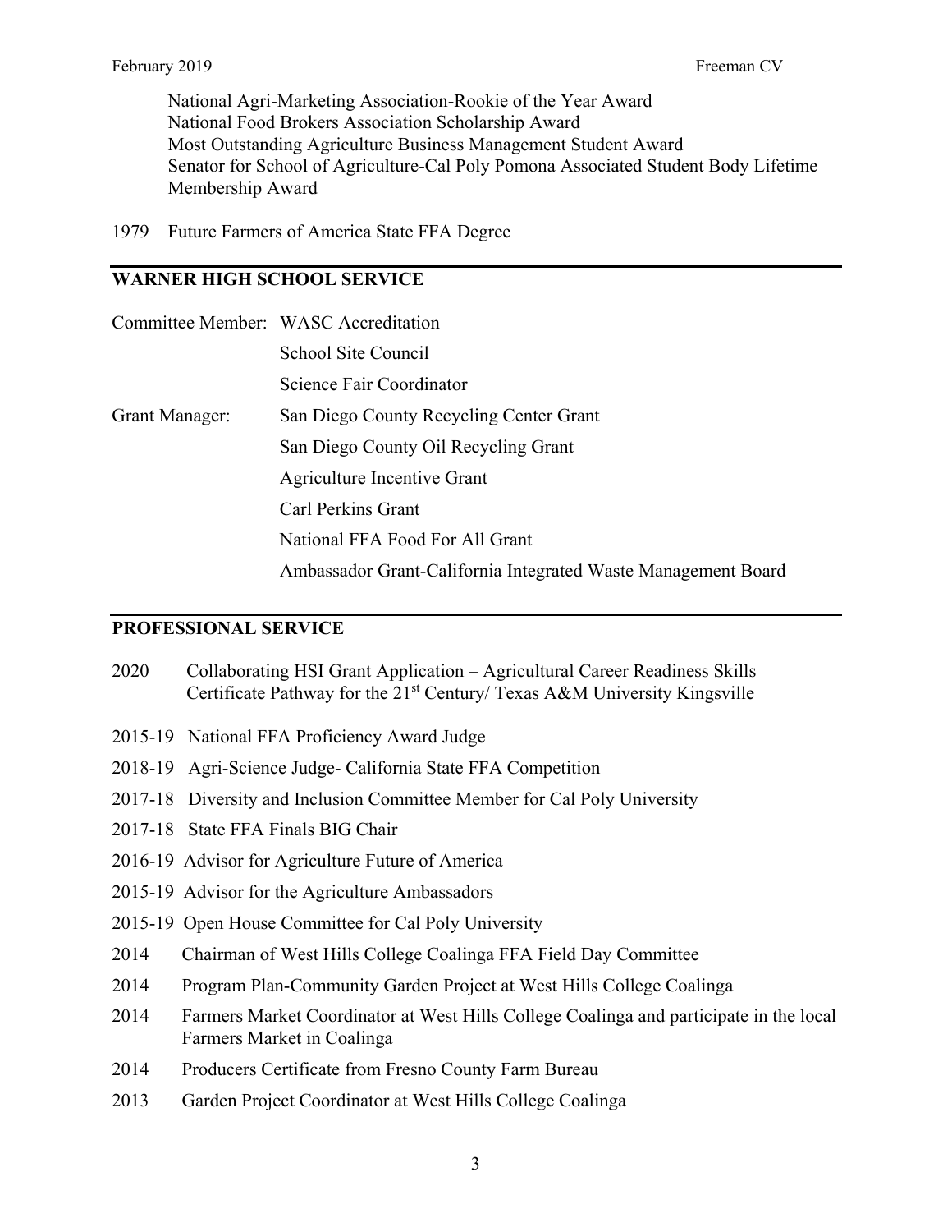National Agri-Marketing Association-Rookie of the Year Award
National Food Brokers Association Scholarship Award
Most Outstanding Agriculture Business Management Student Award
Senator for School of Agriculture-Cal Poly Pomona Associated Student Body Lifetime Membership Award

1979 Future Farmers of America State FFA Degree

## WARNER HIGH SCHOOL SERVICE

Committee Member: WASC Accreditation
School Site Council
Science Fair Coordinator

Grant Manager: San Diego County Recycling Center Grant
San Diego County Oil Recycling Grant
Agriculture Incentive Grant
Carl Perkins Grant
National FFA Food For All Grant
Ambassador Grant-California Integrated Waste Management Board

## PROFESSIONAL SERVICE

2020 Collaborating HSI Grant Application – Agricultural Career Readiness Skills Certificate Pathway for the 21st Century/ Texas A&M University Kingsville

2015-19 National FFA Proficiency Award Judge

2018-19 Agri-Science Judge- California State FFA Competition

2017-18 Diversity and Inclusion Committee Member for Cal Poly University

2017-18 State FFA Finals BIG Chair

2016-19 Advisor for Agriculture Future of America

2015-19 Advisor for the Agriculture Ambassadors

2015-19 Open House Committee for Cal Poly University

2014 Chairman of West Hills College Coalinga FFA Field Day Committee

2014 Program Plan-Community Garden Project at West Hills College Coalinga

2014 Farmers Market Coordinator at West Hills College Coalinga and participate in the local Farmers Market in Coalinga

2014 Producers Certificate from Fresno County Farm Bureau

2013 Garden Project Coordinator at West Hills College Coalinga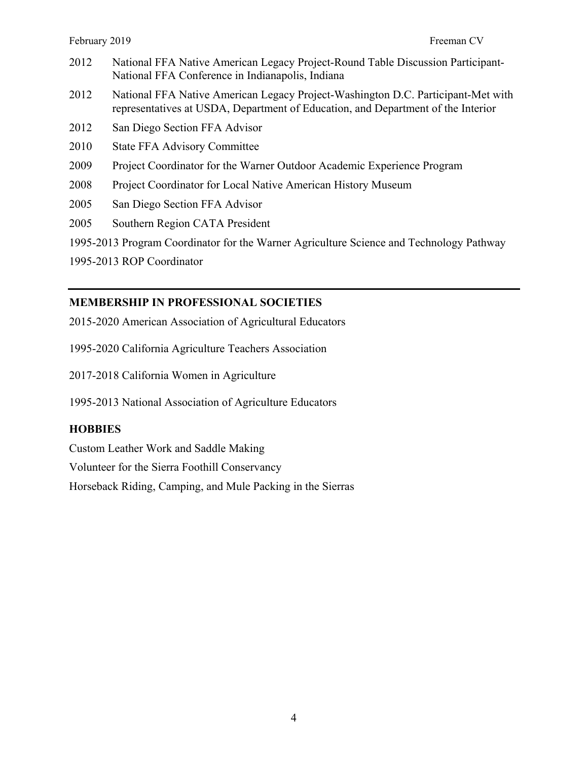2012 National FFA Native American Legacy Project-Round Table Discussion Participant-National FFA Conference in Indianapolis, Indiana

2012 National FFA Native American Legacy Project-Washington D.C. Participant-Met with representatives at USDA, Department of Education, and Department of the Interior

2012 San Diego Section FFA Advisor

2010 State FFA Advisory Committee

2009 Project Coordinator for the Warner Outdoor Academic Experience Program

2008 Project Coordinator for Local Native American History Museum

2005 San Diego Section FFA Advisor

2005 Southern Region CATA President

1995-2013 Program Coordinator for the Warner Agriculture Science and Technology Pathway

1995-2013 ROP Coordinator

---

**MEMBERSHIP IN PROFESSIONAL SOCIETIES**

2015-2020 American Association of Agricultural Educators

1995-2020 California Agriculture Teachers Association

2017-2018 California Women in Agriculture

1995-2013 National Association of Agriculture Educators

**HOBBIES**

Custom Leather Work and Saddle Making

Volunteer for the Sierra Foothill Conservancy

Horseback Riding, Camping, and Mule Packing in the Sierras